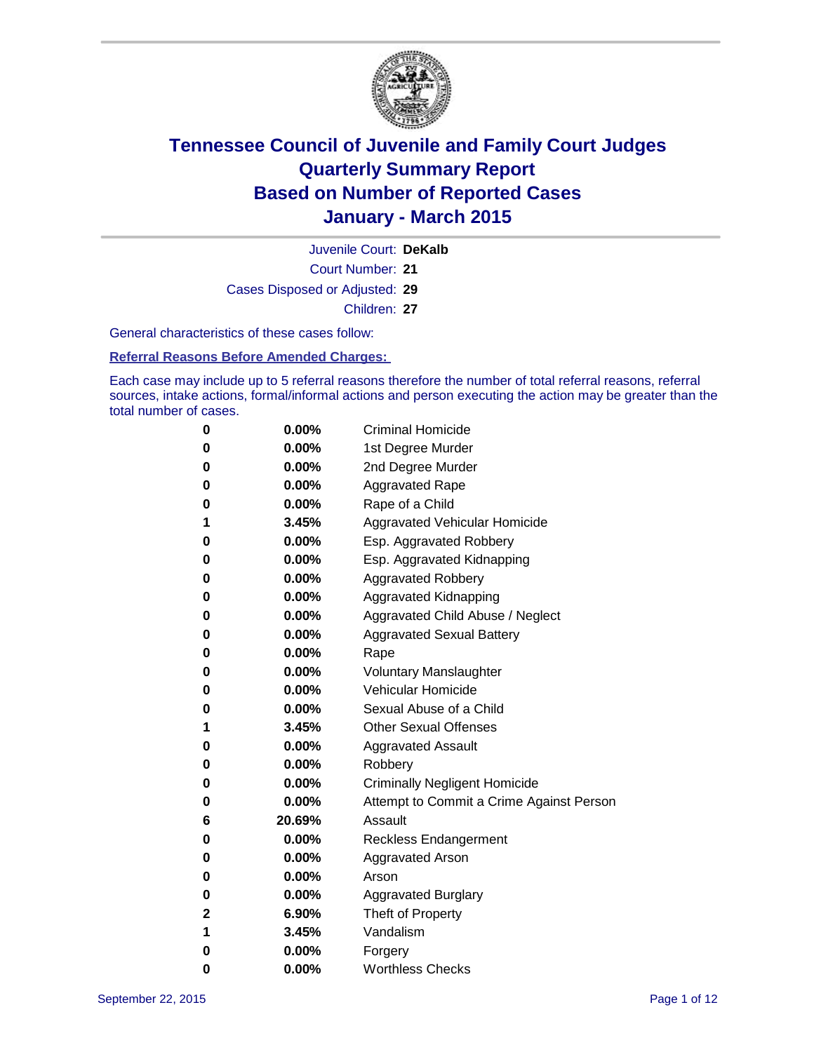# Tennessee Council of Juvenile and Family Court Judges
## Quarterly Summary Report
## Based on Number of Reported Cases
## January - March 2015

Juvenile Court: **DeKalb**

Court Number: **21**

Cases Disposed or Adjusted: **29**

Children: **27**

General characteristics of these cases follow:

**Referral Reasons Before Amended Charges:**

Each case may include up to 5 referral reasons therefore the number of total referral reasons, referral sources, intake actions, formal/informal actions and person executing the action may be greater than the total number of cases.

| | | |
|---|---|---|
| **0** | **0.00%** | Criminal Homicide |
| **0** | **0.00%** | 1st Degree Murder |
| **0** | **0.00%** | 2nd Degree Murder |
| **0** | **0.00%** | Aggravated Rape |
| **0** | **0.00%** | Rape of a Child |
| **1** | **3.45%** | Aggravated Vehicular Homicide |
| **0** | **0.00%** | Esp. Aggravated Robbery |
| **0** | **0.00%** | Esp. Aggravated Kidnapping |
| **0** | **0.00%** | Aggravated Robbery |
| **0** | **0.00%** | Aggravated Kidnapping |
| **0** | **0.00%** | Aggravated Child Abuse / Neglect |
| **0** | **0.00%** | Aggravated Sexual Battery |
| **0** | **0.00%** | Rape |
| **0** | **0.00%** | Voluntary Manslaughter |
| **0** | **0.00%** | Vehicular Homicide |
| **0** | **0.00%** | Sexual Abuse of a Child |
| **1** | **3.45%** | Other Sexual Offenses |
| **0** | **0.00%** | Aggravated Assault |
| **0** | **0.00%** | Robbery |
| **0** | **0.00%** | Criminally Negligent Homicide |
| **0** | **0.00%** | Attempt to Commit a Crime Against Person |
| **6** | **20.69%** | Assault |
| **0** | **0.00%** | Reckless Endangerment |
| **0** | **0.00%** | Aggravated Arson |
| **0** | **0.00%** | Arson |
| **0** | **0.00%** | Aggravated Burglary |
| **2** | **6.90%** | Theft of Property |
| **1** | **3.45%** | Vandalism |
| **0** | **0.00%** | Forgery |
| **0** | **0.00%** | Worthless Checks |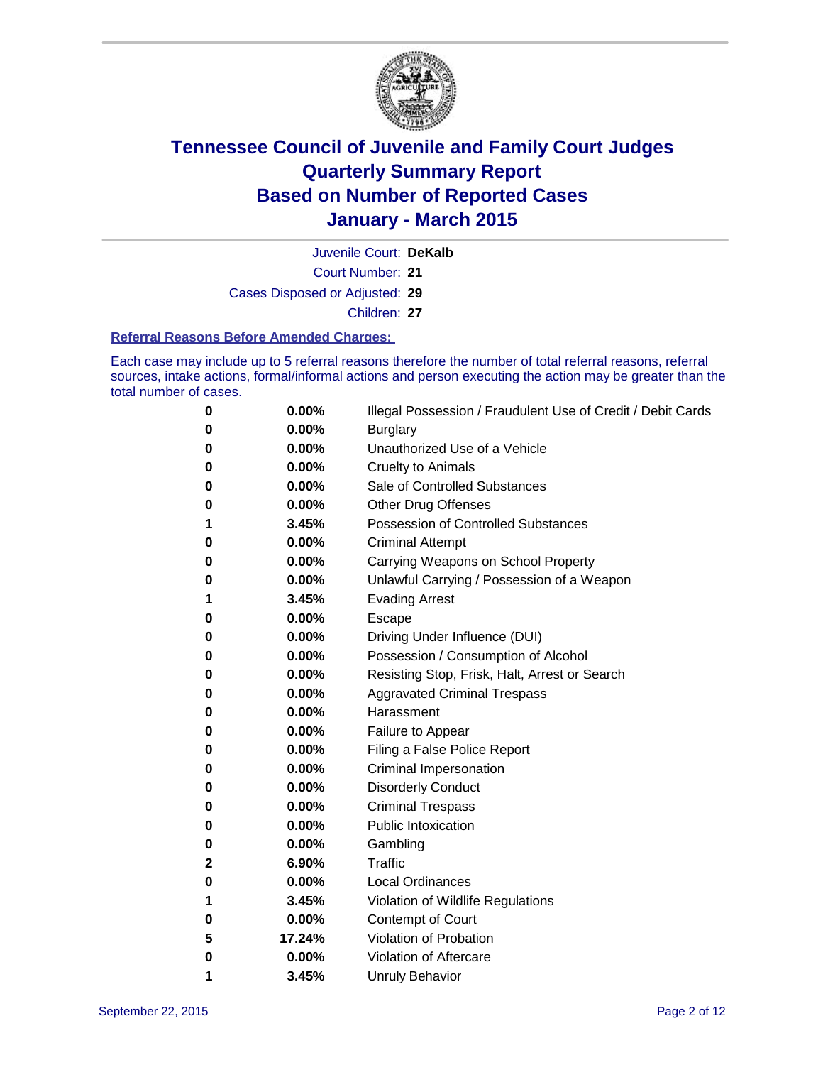# Tennessee Council of Juvenile and Family Court Judges
# Quarterly Summary Report
# Based on Number of Reported Cases
# January - March 2015

Juvenile Court: **DeKalb**

Court Number: **21**

Cases Disposed or Adjusted: **29**

Children: **27**

### Referral Reasons Before Amended Charges:

Each case may include up to 5 referral reasons therefore the number of total referral reasons, referral sources, intake actions, formal/informal actions and person executing the action may be greater than the total number of cases.

| | | |
|---|---|---|
| **0** | **0.00%** | Illegal Possession / Fraudulent Use of Credit / Debit Cards |
| **0** | **0.00%** | Burglary |
| **0** | **0.00%** | Unauthorized Use of a Vehicle |
| **0** | **0.00%** | Cruelty to Animals |
| **0** | **0.00%** | Sale of Controlled Substances |
| **0** | **0.00%** | Other Drug Offenses |
| **1** | **3.45%** | Possession of Controlled Substances |
| **0** | **0.00%** | Criminal Attempt |
| **0** | **0.00%** | Carrying Weapons on School Property |
| **0** | **0.00%** | Unlawful Carrying / Possession of a Weapon |
| **1** | **3.45%** | Evading Arrest |
| **0** | **0.00%** | Escape |
| **0** | **0.00%** | Driving Under Influence (DUI) |
| **0** | **0.00%** | Possession / Consumption of Alcohol |
| **0** | **0.00%** | Resisting Stop, Frisk, Halt, Arrest or Search |
| **0** | **0.00%** | Aggravated Criminal Trespass |
| **0** | **0.00%** | Harassment |
| **0** | **0.00%** | Failure to Appear |
| **0** | **0.00%** | Filing a False Police Report |
| **0** | **0.00%** | Criminal Impersonation |
| **0** | **0.00%** | Disorderly Conduct |
| **0** | **0.00%** | Criminal Trespass |
| **0** | **0.00%** | Public Intoxication |
| **0** | **0.00%** | Gambling |
| **2** | **6.90%** | Traffic |
| **0** | **0.00%** | Local Ordinances |
| **1** | **3.45%** | Violation of Wildlife Regulations |
| **0** | **0.00%** | Contempt of Court |
| **5** | **17.24%** | Violation of Probation |
| **0** | **0.00%** | Violation of Aftercare |
| **1** | **3.45%** | Unruly Behavior |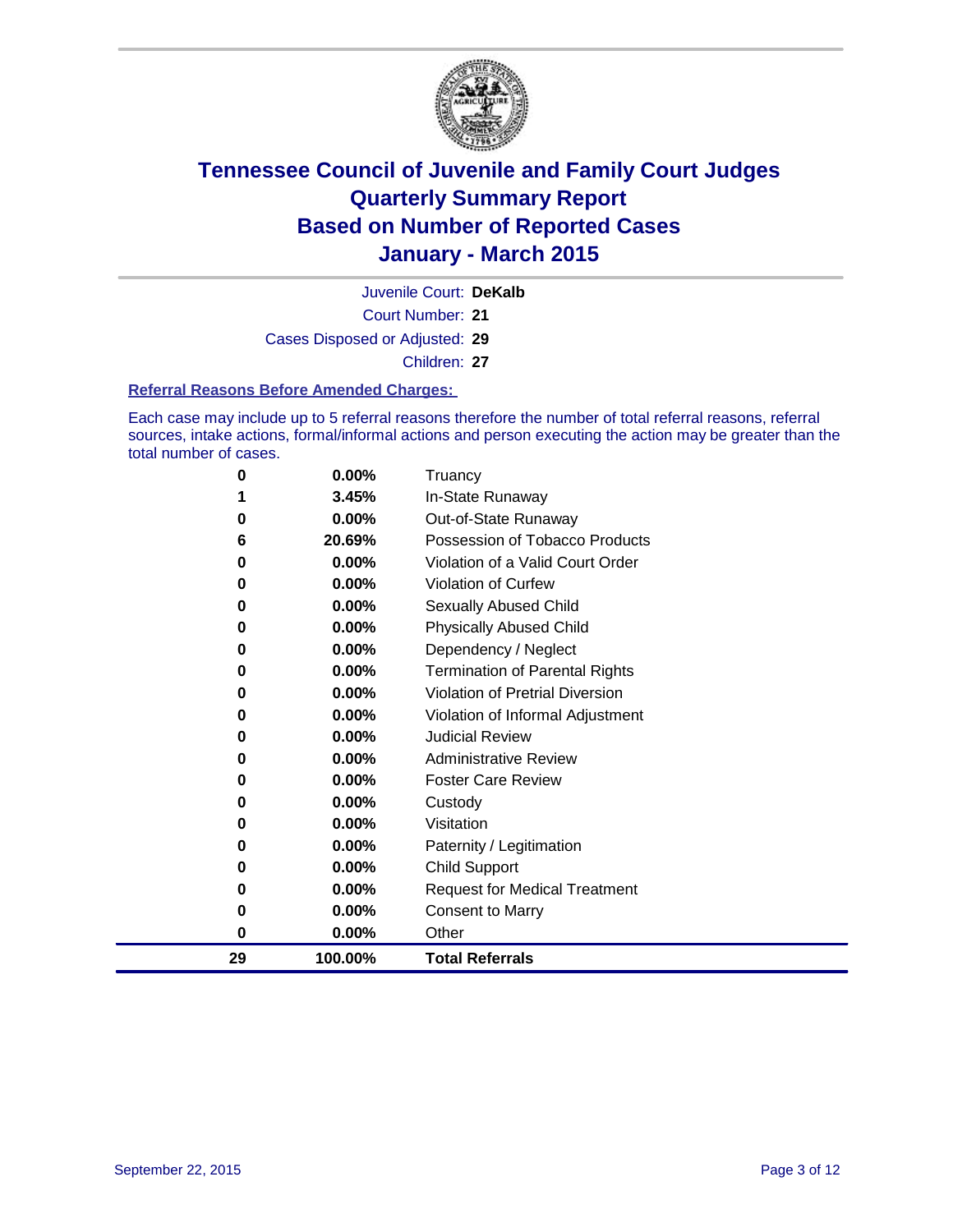# Tennessee Council of Juvenile and Family Court Judges
## Quarterly Summary Report
## Based on Number of Reported Cases
## January - March 2015

Juvenile Court: **DeKalb**

Court Number: **21**

Cases Disposed or Adjusted: **29**

Children: **27**

### Referral Reasons Before Amended Charges:

Each case may include up to 5 referral reasons therefore the number of total referral reasons, referral sources, intake actions, formal/informal actions and person executing the action may be greater than the total number of cases.

| | | |
|---|---|---|
| 0 | 0.00% | Truancy |
| 1 | 3.45% | In-State Runaway |
| 0 | 0.00% | Out-of-State Runaway |
| 6 | 20.69% | Possession of Tobacco Products |
| 0 | 0.00% | Violation of a Valid Court Order |
| 0 | 0.00% | Violation of Curfew |
| 0 | 0.00% | Sexually Abused Child |
| 0 | 0.00% | Physically Abused Child |
| 0 | 0.00% | Dependency / Neglect |
| 0 | 0.00% | Termination of Parental Rights |
| 0 | 0.00% | Violation of Pretrial Diversion |
| 0 | 0.00% | Violation of Informal Adjustment |
| 0 | 0.00% | Judicial Review |
| 0 | 0.00% | Administrative Review |
| 0 | 0.00% | Foster Care Review |
| 0 | 0.00% | Custody |
| 0 | 0.00% | Visitation |
| 0 | 0.00% | Paternity / Legitimation |
| 0 | 0.00% | Child Support |
| 0 | 0.00% | Request for Medical Treatment |
| 0 | 0.00% | Consent to Marry |
| 0 | 0.00% | Other |
| **29** | **100.00%** | **Total Referrals** |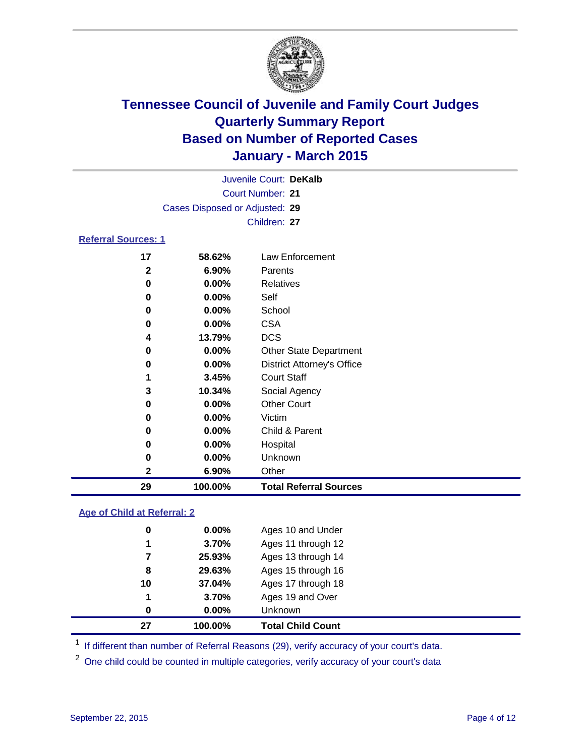# Tennessee Council of Juvenile and Family Court Judges
## Quarterly Summary Report
## Based on Number of Reported Cases
## January - March 2015

Juvenile Court: **DeKalb**

Court Number: **21**

Cases Disposed or Adjusted: **29**

Children: **27**

### Referral Sources: 1

| | | |
|---|---|---|
| **17** | **58.62%** | Law Enforcement |
| **2** | **6.90%** | Parents |
| **0** | **0.00%** | Relatives |
| **0** | **0.00%** | Self |
| **0** | **0.00%** | School |
| **0** | **0.00%** | CSA |
| **4** | **13.79%** | DCS |
| **0** | **0.00%** | Other State Department |
| **0** | **0.00%** | District Attorney's Office |
| **1** | **3.45%** | Court Staff |
| **3** | **10.34%** | Social Agency |
| **0** | **0.00%** | Other Court |
| **0** | **0.00%** | Victim |
| **0** | **0.00%** | Child & Parent |
| **0** | **0.00%** | Hospital |
| **0** | **0.00%** | Unknown |
| **2** | **6.90%** | Other |
| **29** | **100.00%** | **Total Referral Sources** |

### Age of Child at Referral: 2

| | | |
|---|---|---|
| **0** | **0.00%** | Ages 10 and Under |
| **1** | **3.70%** | Ages 11 through 12 |
| **7** | **25.93%** | Ages 13 through 14 |
| **8** | **29.63%** | Ages 15 through 16 |
| **10** | **37.04%** | Ages 17 through 18 |
| **1** | **3.70%** | Ages 19 and Over |
| **0** | **0.00%** | Unknown |
| **27** | **100.00%** | **Total Child Count** |

[1] If different than number of Referral Reasons (29), verify accuracy of your court's data.

[2] One child could be counted in multiple categories, verify accuracy of your court's data

September 22, 2015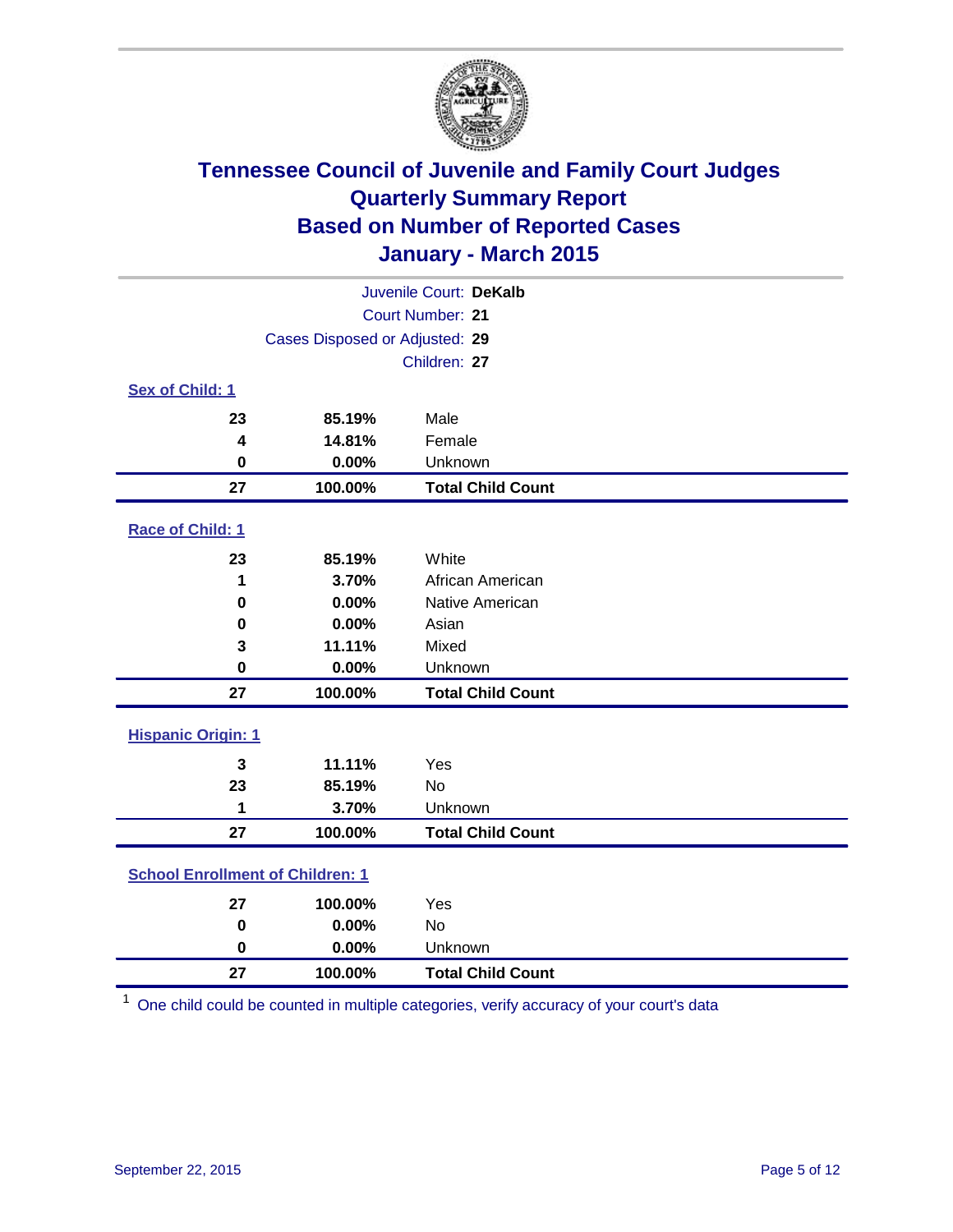# Tennessee Council of Juvenile and Family Court Judges
# Quarterly Summary Report
# Based on Number of Reported Cases
# January - March 2015

Juvenile Court: **DeKalb**

Court Number: **21**

Cases Disposed or Adjusted: **29**

Children: **27**

**Sex of Child: 1**

| | | |
|---|---|---|
| **23** | **85.19%** | Male |
| **4** | **14.81%** | Female |
| **0** | **0.00%** | Unknown |
| **27** | **100.00%** | **Total Child Count** |

**Race of Child: 1**

| | | |
|---|---|---|
| **23** | **85.19%** | White |
| **1** | **3.70%** | African American |
| **0** | **0.00%** | Native American |
| **0** | **0.00%** | Asian |
| **3** | **11.11%** | Mixed |
| **0** | **0.00%** | Unknown |
| **27** | **100.00%** | **Total Child Count** |

**Hispanic Origin: 1**

| | | |
|---|---|---|
| **3** | **11.11%** | Yes |
| **23** | **85.19%** | No |
| **1** | **3.70%** | Unknown |
| **27** | **100.00%** | **Total Child Count** |

**School Enrollment of Children: 1**

| | | |
|---|---|---|
| **27** | **100.00%** | Yes |
| **0** | **0.00%** | No |
| **0** | **0.00%** | Unknown |
| **27** | **100.00%** | **Total Child Count** |

[1] One child could be counted in multiple categories, verify accuracy of your court's data

September 22, 2015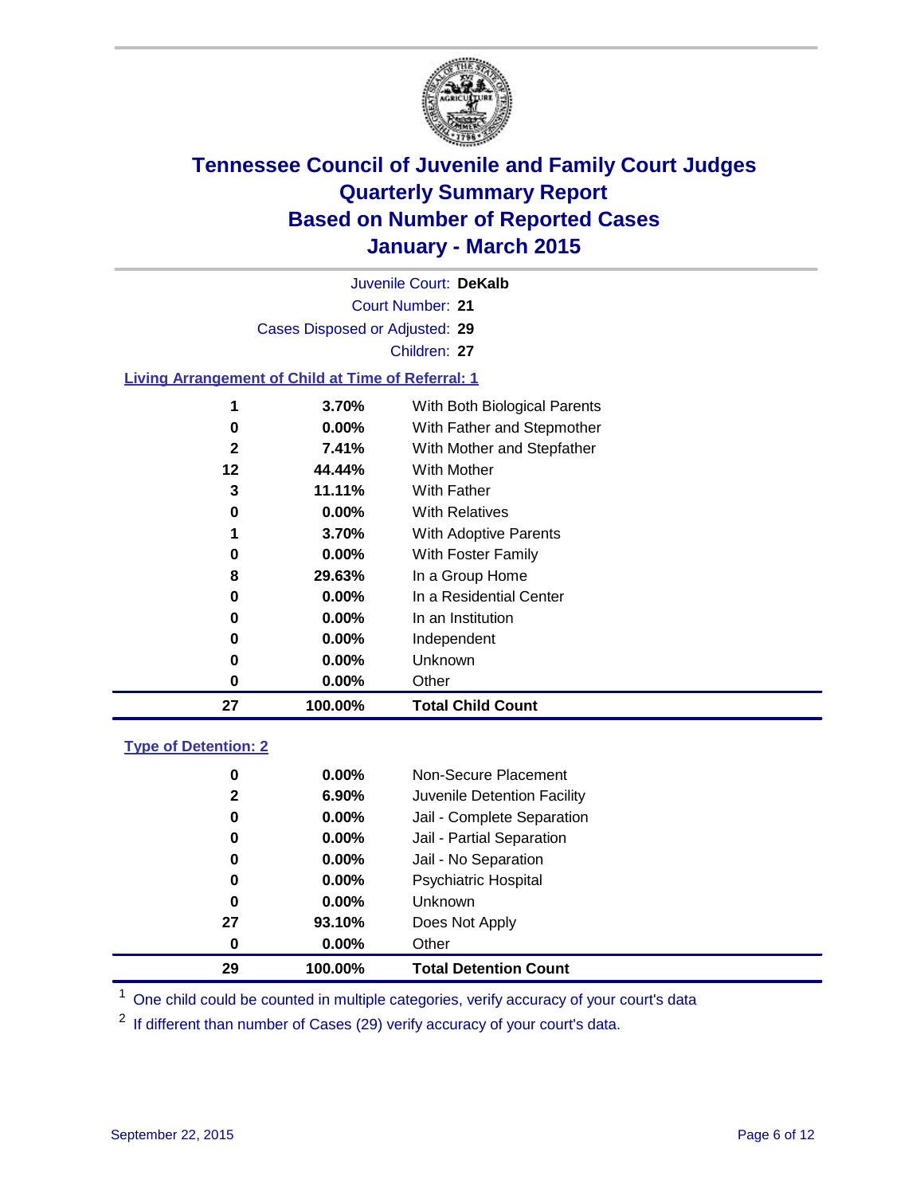# Tennessee Council of Juvenile and Family Court Judges
# Quarterly Summary Report
# Based on Number of Reported Cases
# January - March 2015

Juvenile Court: **DeKalb**
Court Number: **21**
Cases Disposed or Adjusted: **29**
Children: **27**

## Living Arrangement of Child at Time of Referral: 1

| | | |
|---|---|---|
| 1 | 3.70% | With Both Biological Parents |
| 0 | 0.00% | With Father and Stepmother |
| 2 | 7.41% | With Mother and Stepfather |
| 12 | 44.44% | With Mother |
| 3 | 11.11% | With Father |
| 0 | 0.00% | With Relatives |
| 1 | 3.70% | With Adoptive Parents |
| 0 | 0.00% | With Foster Family |
| 8 | 29.63% | In a Group Home |
| 0 | 0.00% | In a Residential Center |
| 0 | 0.00% | In an Institution |
| 0 | 0.00% | Independent |
| 0 | 0.00% | Unknown |
| 0 | 0.00% | Other |
| **27** | **100.00%** | **Total Child Count** |

## Type of Detention: 2

| | | |
|---|---|---|
| 0 | 0.00% | Non-Secure Placement |
| 2 | 6.90% | Juvenile Detention Facility |
| 0 | 0.00% | Jail - Complete Separation |
| 0 | 0.00% | Jail - Partial Separation |
| 0 | 0.00% | Jail - No Separation |
| 0 | 0.00% | Psychiatric Hospital |
| 0 | 0.00% | Unknown |
| 27 | 93.10% | Does Not Apply |
| 0 | 0.00% | Other |
| **29** | **100.00%** | **Total Detention Count** |

[1] One child could be counted in multiple categories, verify accuracy of your court's data

[2] If different than number of Cases (29) verify accuracy of your court's data.

September 22, 2015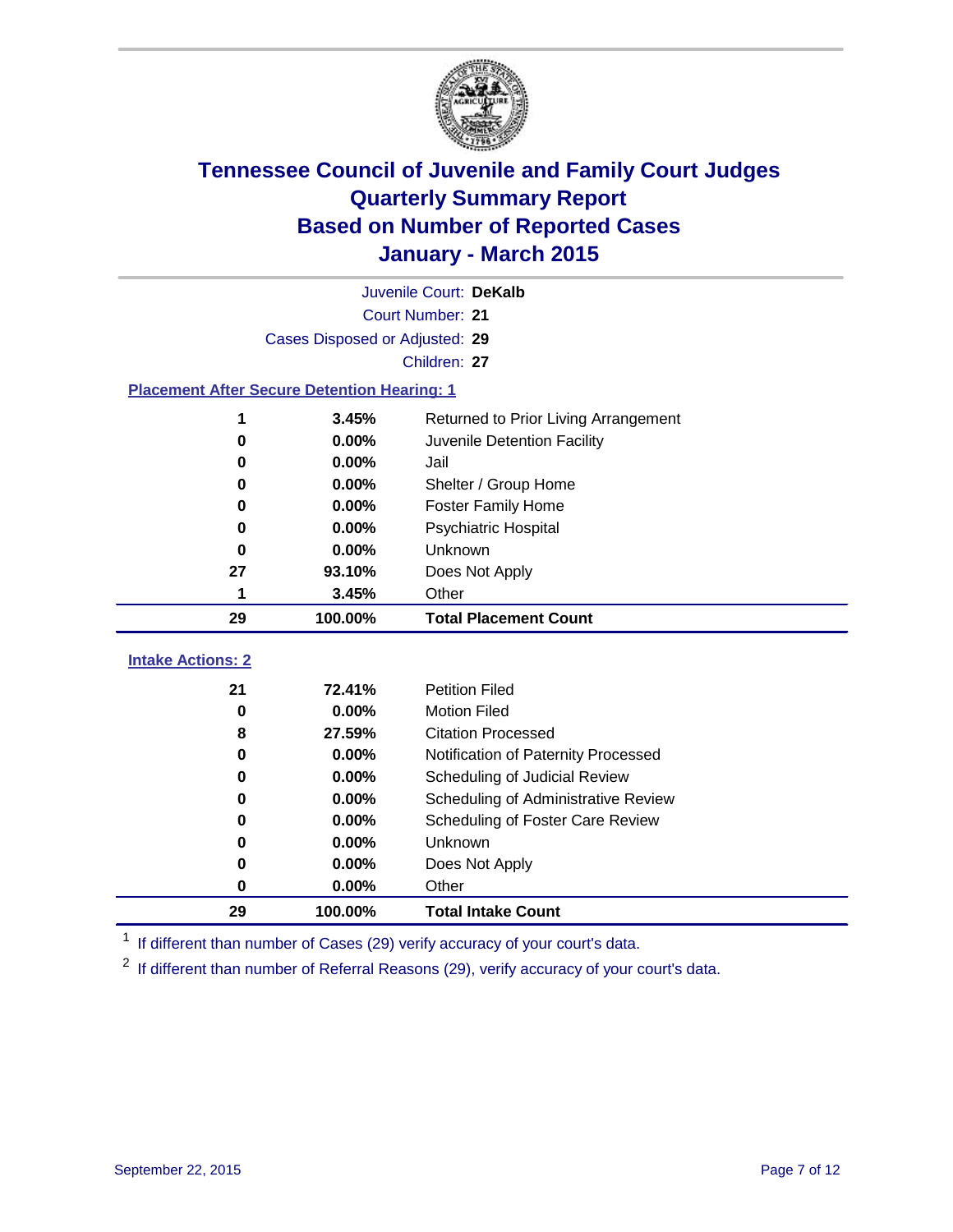# Tennessee Council of Juvenile and Family Court Judges
## Quarterly Summary Report
## Based on Number of Reported Cases
## January - March 2015

Juvenile Court: **DeKalb**

Court Number: **21**

Cases Disposed or Adjusted: **29**

Children: **27**

### Placement After Secure Detention Hearing: 1

| | | |
|---|---|---|
| **1** | **3.45%** | Returned to Prior Living Arrangement |
| **0** | **0.00%** | Juvenile Detention Facility |
| **0** | **0.00%** | Jail |
| **0** | **0.00%** | Shelter / Group Home |
| **0** | **0.00%** | Foster Family Home |
| **0** | **0.00%** | Psychiatric Hospital |
| **0** | **0.00%** | Unknown |
| **27** | **93.10%** | Does Not Apply |
| **1** | **3.45%** | Other |
| **29** | **100.00%** | **Total Placement Count** |

### Intake Actions: 2

| | | |
|---|---|---|
| **21** | **72.41%** | Petition Filed |
| **0** | **0.00%** | Motion Filed |
| **8** | **27.59%** | Citation Processed |
| **0** | **0.00%** | Notification of Paternity Processed |
| **0** | **0.00%** | Scheduling of Judicial Review |
| **0** | **0.00%** | Scheduling of Administrative Review |
| **0** | **0.00%** | Scheduling of Foster Care Review |
| **0** | **0.00%** | Unknown |
| **0** | **0.00%** | Does Not Apply |
| **0** | **0.00%** | Other |
| **29** | **100.00%** | **Total Intake Count** |

[1] If different than number of Cases (29) verify accuracy of your court's data.

[2] If different than number of Referral Reasons (29), verify accuracy of your court's data.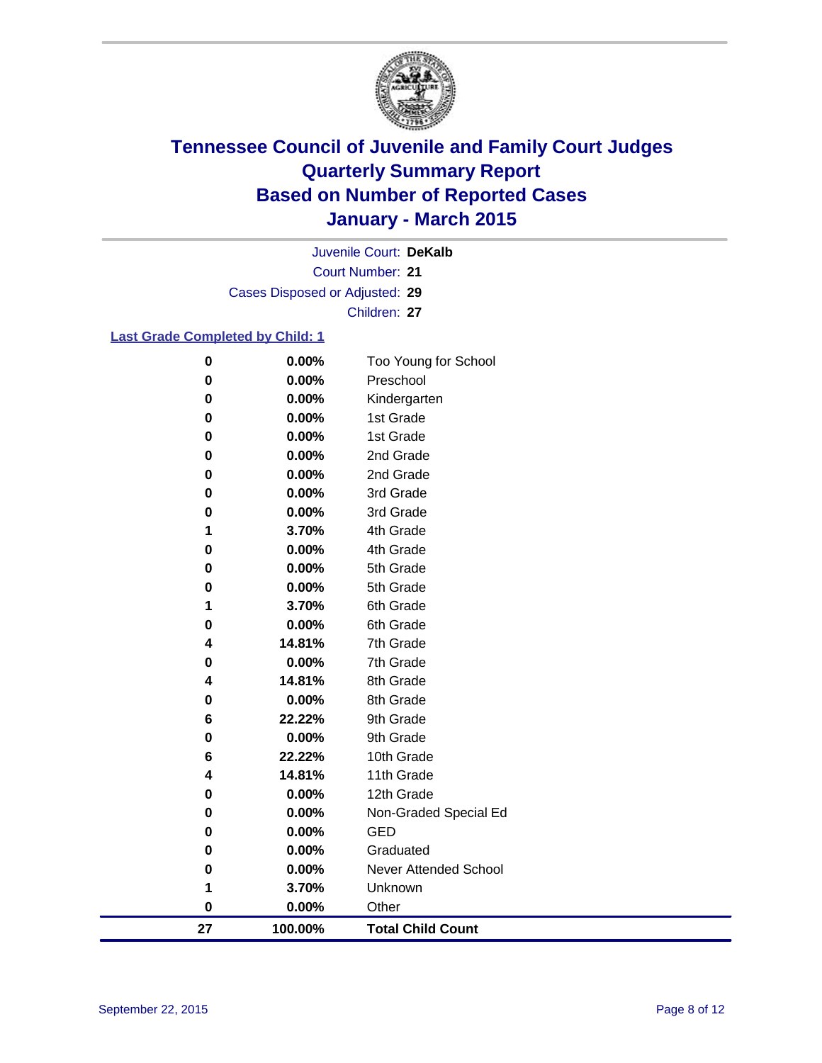# Tennessee Council of Juvenile and Family Court Judges
# Quarterly Summary Report
# Based on Number of Reported Cases
# January - March 2015

Juvenile Court: **DeKalb**

Court Number: **21**

Cases Disposed or Adjusted: **29**

Children: **27**

**Last Grade Completed by Child: 1**

| | | |
|---|---|---|
| 0 | 0.00% | Too Young for School |
| 0 | 0.00% | Preschool |
| 0 | 0.00% | Kindergarten |
| 0 | 0.00% | 1st Grade |
| 0 | 0.00% | 1st Grade |
| 0 | 0.00% | 2nd Grade |
| 0 | 0.00% | 2nd Grade |
| 0 | 0.00% | 3rd Grade |
| 0 | 0.00% | 3rd Grade |
| 1 | 3.70% | 4th Grade |
| 0 | 0.00% | 4th Grade |
| 0 | 0.00% | 5th Grade |
| 0 | 0.00% | 5th Grade |
| 1 | 3.70% | 6th Grade |
| 0 | 0.00% | 6th Grade |
| 4 | 14.81% | 7th Grade |
| 0 | 0.00% | 7th Grade |
| 4 | 14.81% | 8th Grade |
| 0 | 0.00% | 8th Grade |
| 6 | 22.22% | 9th Grade |
| 0 | 0.00% | 9th Grade |
| 6 | 22.22% | 10th Grade |
| 4 | 14.81% | 11th Grade |
| 0 | 0.00% | 12th Grade |
| 0 | 0.00% | Non-Graded Special Ed |
| 0 | 0.00% | GED |
| 0 | 0.00% | Graduated |
| 0 | 0.00% | Never Attended School |
| 1 | 3.70% | Unknown |
| 0 | 0.00% | Other |
| **27** | **100.00%** | **Total Child Count** |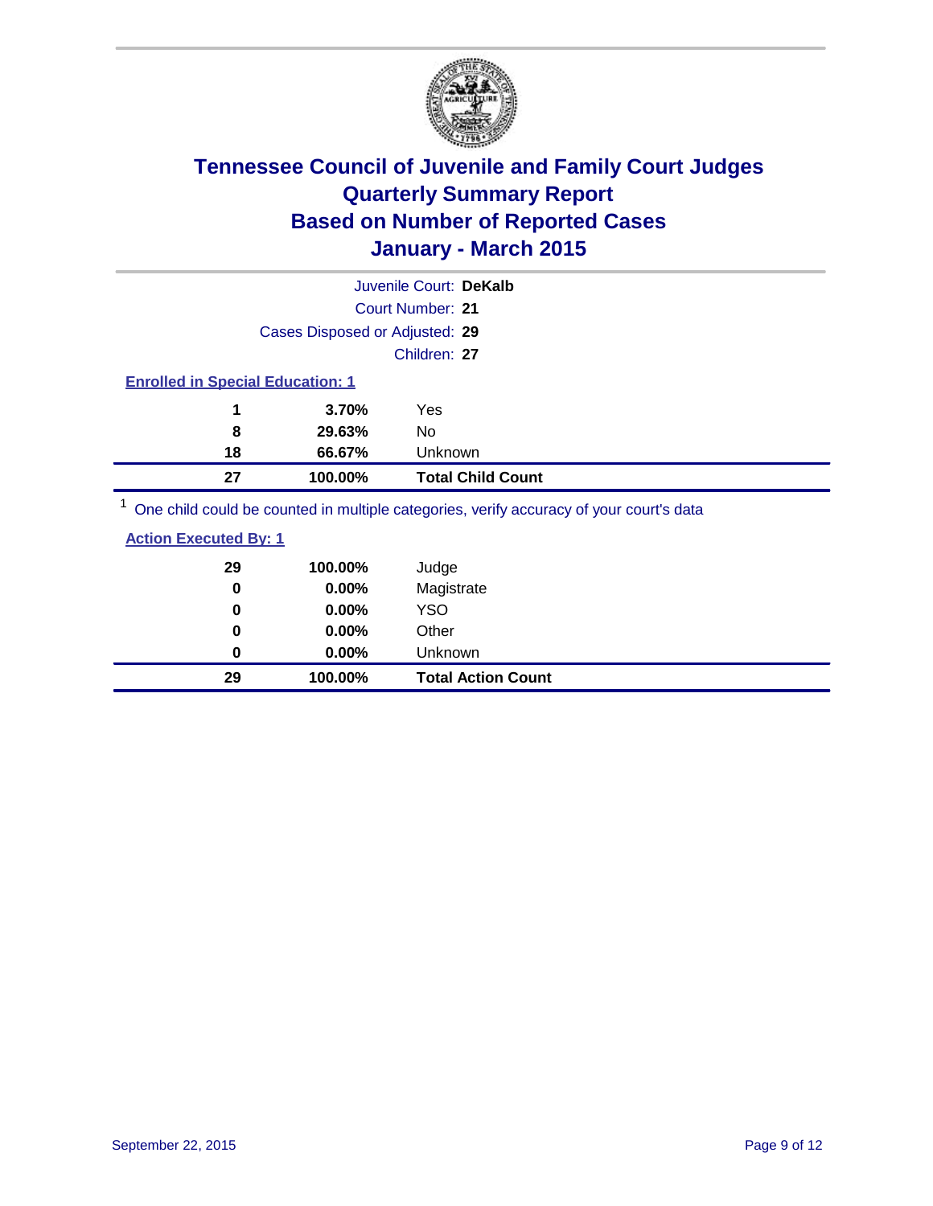# Tennessee Council of Juvenile and Family Court Judges
## Quarterly Summary Report
## Based on Number of Reported Cases
## January - March 2015

Juvenile Court: **DeKalb**

Court Number: **21**

Cases Disposed or Adjusted: **29**

Children: **27**

### Enrolled in Special Education: 1

| | | |
|---|---|---|
| **1** | **3.70%** | Yes |
| **8** | **29.63%** | No |
| **18** | **66.67%** | Unknown |
| **27** | **100.00%** | **Total Child Count** |

[1] One child could be counted in multiple categories, verify accuracy of your court's data

### Action Executed By: 1

| | | |
|---|---|---|
| **29** | **100.00%** | Judge |
| **0** | **0.00%** | Magistrate |
| **0** | **0.00%** | YSO |
| **0** | **0.00%** | Other |
| **0** | **0.00%** | Unknown |
| **29** | **100.00%** | **Total Action Count** |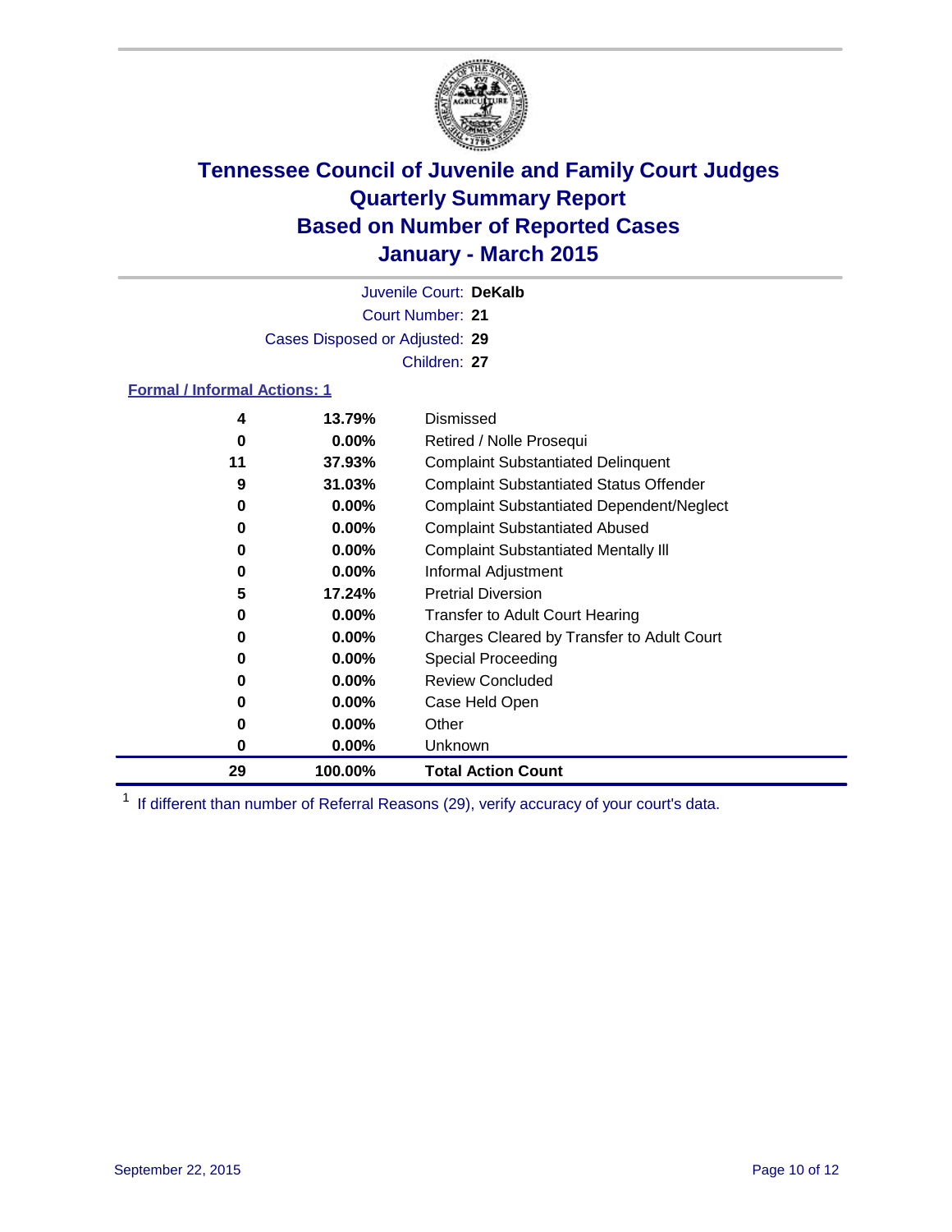# Tennessee Council of Juvenile and Family Court Judges
# Quarterly Summary Report
# Based on Number of Reported Cases
# January - March 2015

Juvenile Court: **DeKalb**
Court Number: **21**
Cases Disposed or Adjusted: **29**
Children: **27**

**Formal / Informal Actions: 1**

| | | |
|---|---|---|
| **4** | **13.79%** | Dismissed |
| **0** | **0.00%** | Retired / Nolle Prosequi |
| **11** | **37.93%** | Complaint Substantiated Delinquent |
| **9** | **31.03%** | Complaint Substantiated Status Offender |
| **0** | **0.00%** | Complaint Substantiated Dependent/Neglect |
| **0** | **0.00%** | Complaint Substantiated Abused |
| **0** | **0.00%** | Complaint Substantiated Mentally Ill |
| **0** | **0.00%** | Informal Adjustment |
| **5** | **17.24%** | Pretrial Diversion |
| **0** | **0.00%** | Transfer to Adult Court Hearing |
| **0** | **0.00%** | Charges Cleared by Transfer to Adult Court |
| **0** | **0.00%** | Special Proceeding |
| **0** | **0.00%** | Review Concluded |
| **0** | **0.00%** | Case Held Open |
| **0** | **0.00%** | Other |
| **0** | **0.00%** | Unknown |
| **29** | **100.00%** | **Total Action Count** |

[1] If different than number of Referral Reasons (29), verify accuracy of your court's data.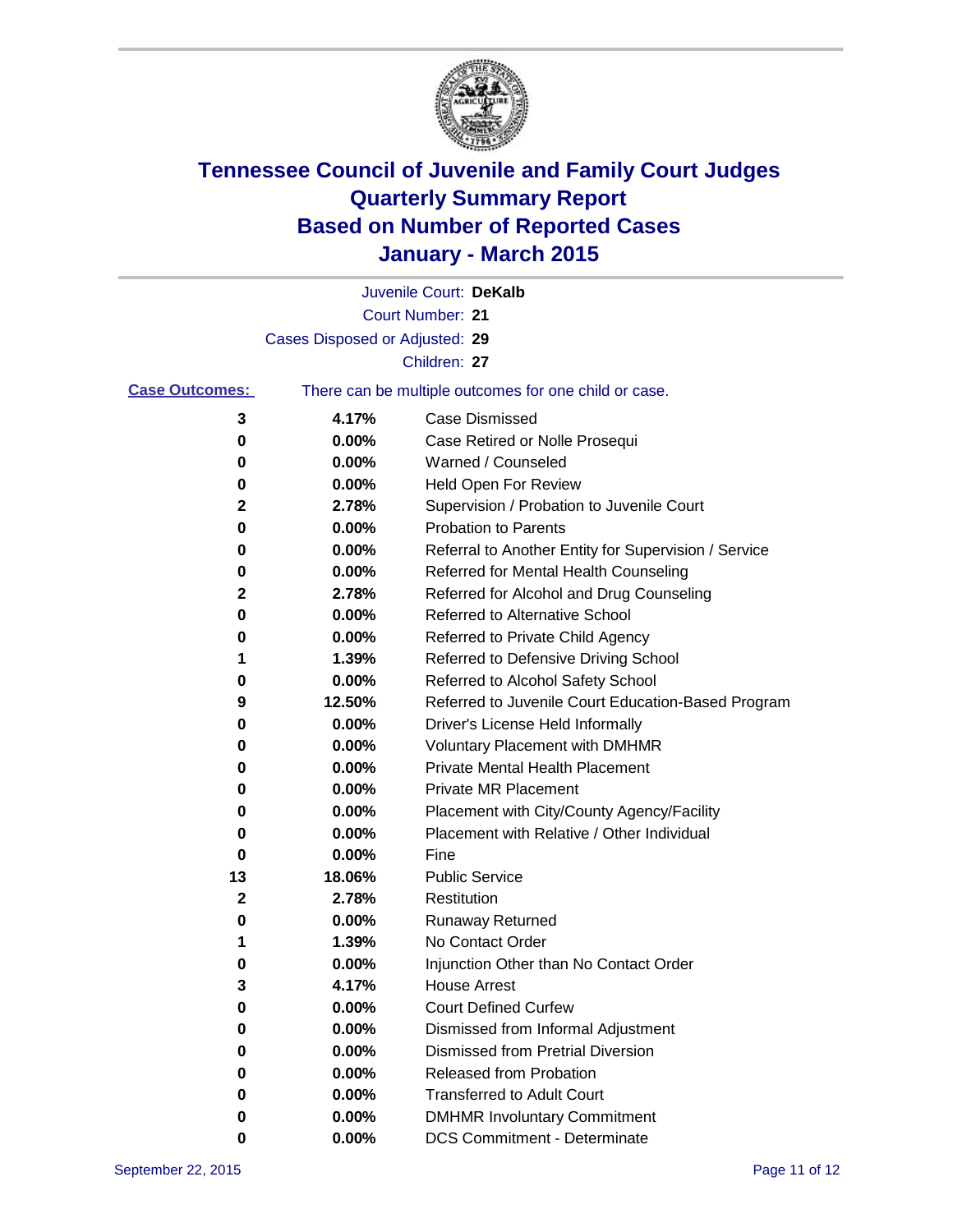# Tennessee Council of Juvenile and Family Court Judges
# Quarterly Summary Report
# Based on Number of Reported Cases
# January - March 2015

Juvenile Court: **DeKalb**

Court Number: **21**

Cases Disposed or Adjusted: **29**

Children: **27**

**Case Outcomes:** There can be multiple outcomes for one child or case.

| | | |
|---|---|---|
| 3 | 4.17% | Case Dismissed |
| 0 | 0.00% | Case Retired or Nolle Prosequi |
| 0 | 0.00% | Warned / Counseled |
| 0 | 0.00% | Held Open For Review |
| 2 | 2.78% | Supervision / Probation to Juvenile Court |
| 0 | 0.00% | Probation to Parents |
| 0 | 0.00% | Referral to Another Entity for Supervision / Service |
| 0 | 0.00% | Referred for Mental Health Counseling |
| 2 | 2.78% | Referred for Alcohol and Drug Counseling |
| 0 | 0.00% | Referred to Alternative School |
| 0 | 0.00% | Referred to Private Child Agency |
| 1 | 1.39% | Referred to Defensive Driving School |
| 0 | 0.00% | Referred to Alcohol Safety School |
| 9 | 12.50% | Referred to Juvenile Court Education-Based Program |
| 0 | 0.00% | Driver's License Held Informally |
| 0 | 0.00% | Voluntary Placement with DMHMR |
| 0 | 0.00% | Private Mental Health Placement |
| 0 | 0.00% | Private MR Placement |
| 0 | 0.00% | Placement with City/County Agency/Facility |
| 0 | 0.00% | Placement with Relative / Other Individual |
| 0 | 0.00% | Fine |
| 13 | 18.06% | Public Service |
| 2 | 2.78% | Restitution |
| 0 | 0.00% | Runaway Returned |
| 1 | 1.39% | No Contact Order |
| 0 | 0.00% | Injunction Other than No Contact Order |
| 3 | 4.17% | House Arrest |
| 0 | 0.00% | Court Defined Curfew |
| 0 | 0.00% | Dismissed from Informal Adjustment |
| 0 | 0.00% | Dismissed from Pretrial Diversion |
| 0 | 0.00% | Released from Probation |
| 0 | 0.00% | Transferred to Adult Court |
| 0 | 0.00% | DMHMR Involuntary Commitment |
| 0 | 0.00% | DCS Commitment - Determinate |

September 22, 2015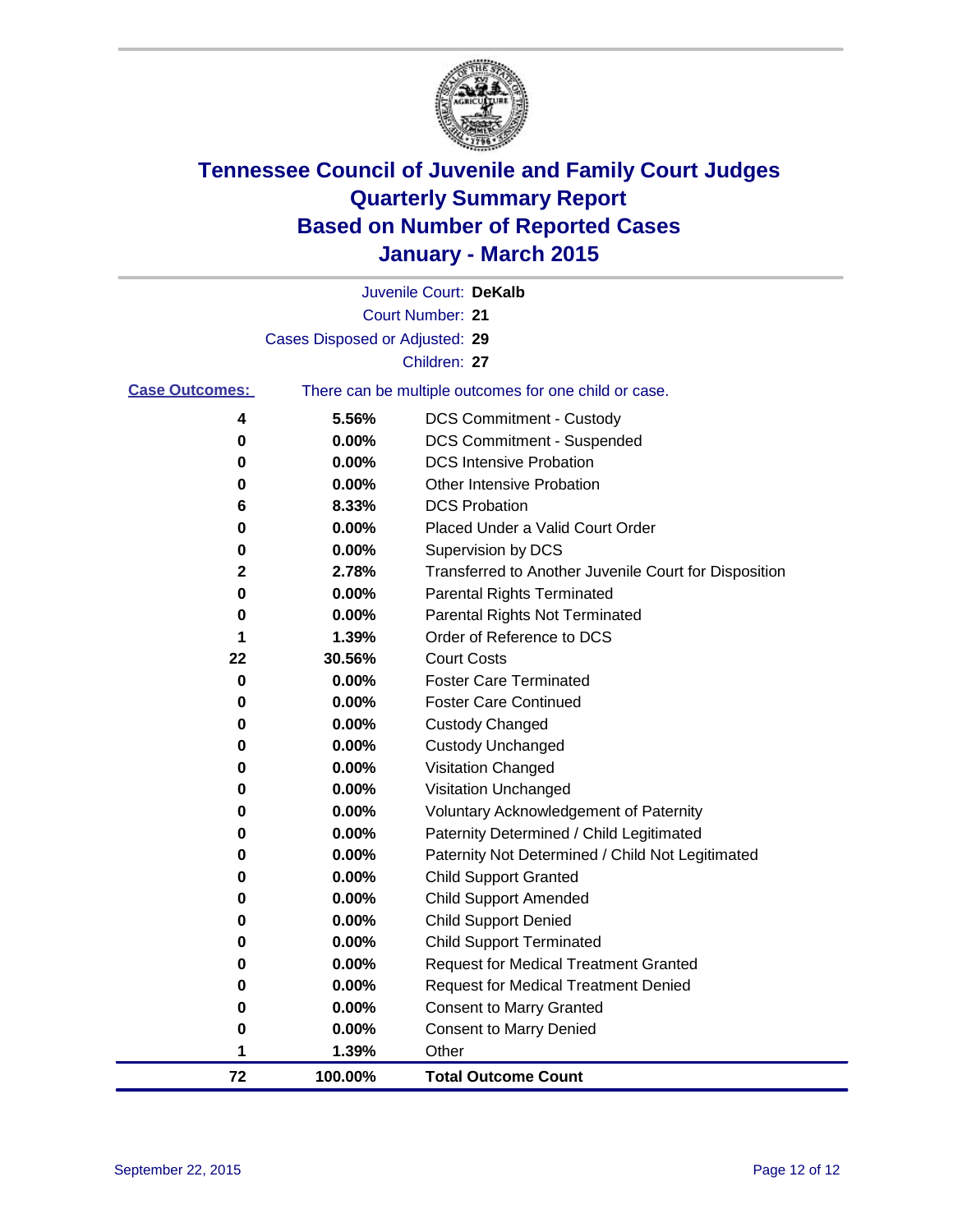# Tennessee Council of Juvenile and Family Court Judges
# Quarterly Summary Report
# Based on Number of Reported Cases
# January - March 2015

Juvenile Court: **DeKalb**

Court Number: **21**

Cases Disposed or Adjusted: **29**

Children: **27**

**Case Outcomes:** There can be multiple outcomes for one child or case.

| | | |
|---|---|---|
| 4 | 5.56% | DCS Commitment - Custody |
| 0 | 0.00% | DCS Commitment - Suspended |
| 0 | 0.00% | DCS Intensive Probation |
| 0 | 0.00% | Other Intensive Probation |
| 6 | 8.33% | DCS Probation |
| 0 | 0.00% | Placed Under a Valid Court Order |
| 0 | 0.00% | Supervision by DCS |
| 2 | 2.78% | Transferred to Another Juvenile Court for Disposition |
| 0 | 0.00% | Parental Rights Terminated |
| 0 | 0.00% | Parental Rights Not Terminated |
| 1 | 1.39% | Order of Reference to DCS |
| 22 | 30.56% | Court Costs |
| 0 | 0.00% | Foster Care Terminated |
| 0 | 0.00% | Foster Care Continued |
| 0 | 0.00% | Custody Changed |
| 0 | 0.00% | Custody Unchanged |
| 0 | 0.00% | Visitation Changed |
| 0 | 0.00% | Visitation Unchanged |
| 0 | 0.00% | Voluntary Acknowledgement of Paternity |
| 0 | 0.00% | Paternity Determined / Child Legitimated |
| 0 | 0.00% | Paternity Not Determined / Child Not Legitimated |
| 0 | 0.00% | Child Support Granted |
| 0 | 0.00% | Child Support Amended |
| 0 | 0.00% | Child Support Denied |
| 0 | 0.00% | Child Support Terminated |
| 0 | 0.00% | Request for Medical Treatment Granted |
| 0 | 0.00% | Request for Medical Treatment Denied |
| 0 | 0.00% | Consent to Marry Granted |
| 0 | 0.00% | Consent to Marry Denied |
| 1 | 1.39% | Other |
| **72** | **100.00%** | **Total Outcome Count** |